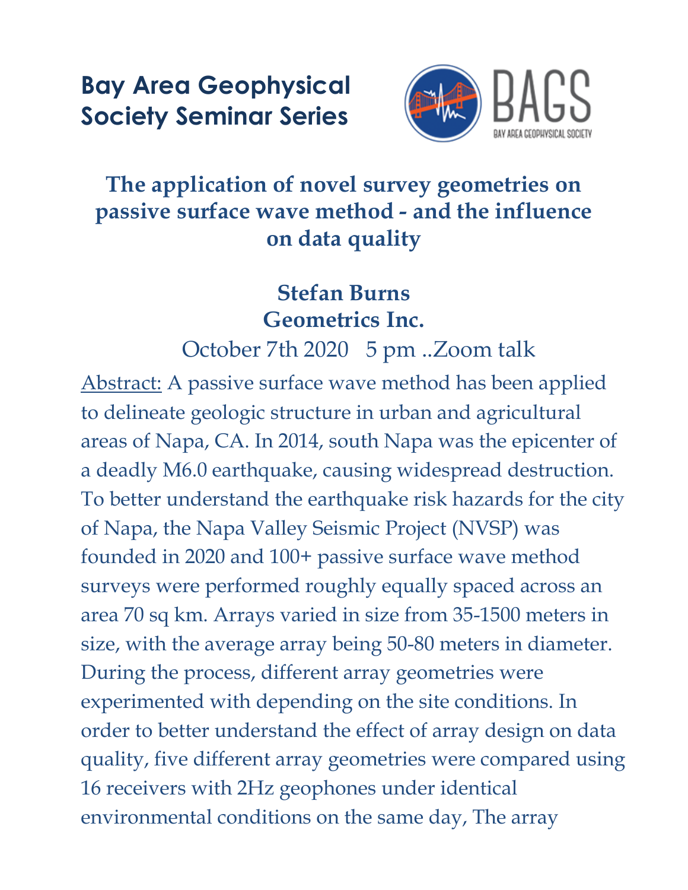# Bay Area Geophysical Society Seminar Series

## The application of novel survey geometries on passive surface wave method - and the influence on data quality

**Stefan Burns**
**Geometrics Inc.**

October 7th 2020 5 pm ..Zoom talk

Abstract: A passive surface wave method has been applied to delineate geologic structure in urban and agricultural areas of Napa, CA. In 2014, south Napa was the epicenter of a deadly M6.0 earthquake, causing widespread destruction. To better understand the earthquake risk hazards for the city of Napa, the Napa Valley Seismic Project (NVSP) was founded in 2020 and 100+ passive surface wave method surveys were performed roughly equally spaced across an area 70 sq km. Arrays varied in size from 35-1500 meters in size, with the average array being 50-80 meters in diameter. During the process, different array geometries were experimented with depending on the site conditions. In order to better understand the effect of array design on data quality, five different array geometries were compared using 16 receivers with 2Hz geophones under identical environmental conditions on the same day, The array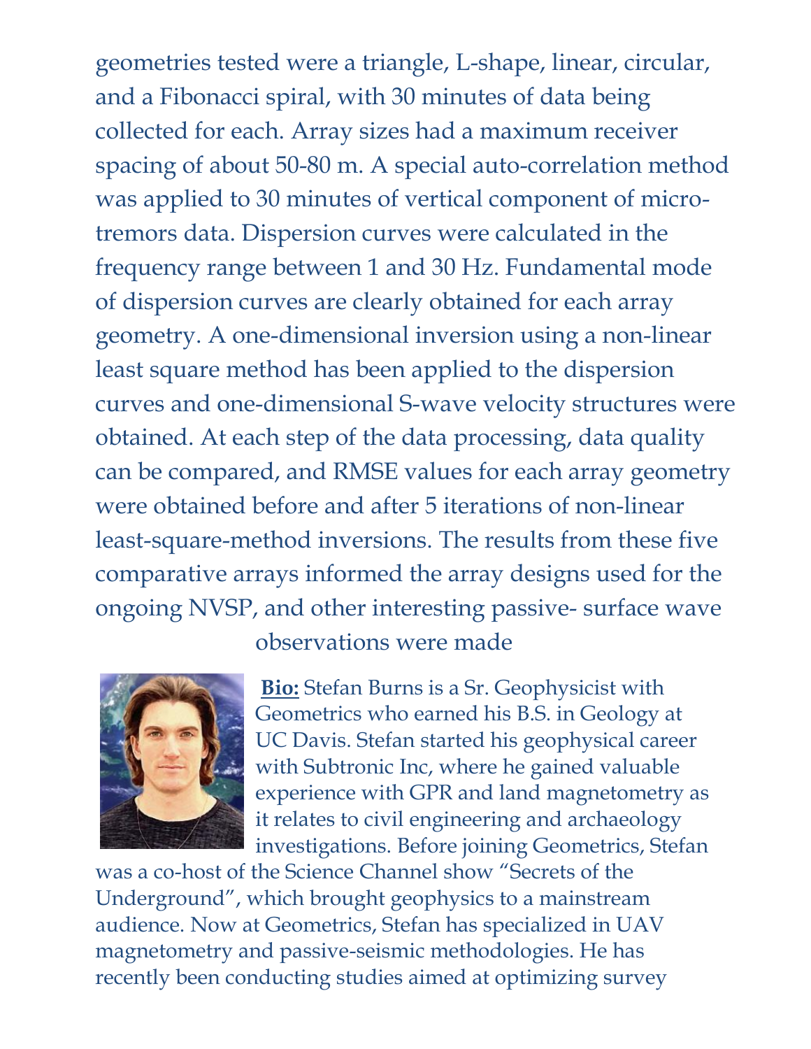geometries tested were a triangle, L-shape, linear, circular, and a Fibonacci spiral, with 30 minutes of data being collected for each. Array sizes had a maximum receiver spacing of about 50-80 m. A special auto-correlation method was applied to 30 minutes of vertical component of micro-tremors data. Dispersion curves were calculated in the frequency range between 1 and 30 Hz. Fundamental mode of dispersion curves are clearly obtained for each array geometry. A one-dimensional inversion using a non-linear least square method has been applied to the dispersion curves and one-dimensional S-wave velocity structures were obtained. At each step of the data processing, data quality can be compared, and RMSE values for each array geometry were obtained before and after 5 iterations of non-linear least-square-method inversions. The results from these five comparative arrays informed the array designs used for the ongoing NVSP, and other interesting passive- surface wave observations were made

**Bio:** Stefan Burns is a Sr. Geophysicist with Geometrics who earned his B.S. in Geology at UC Davis. Stefan started his geophysical career with Subtronic Inc, where he gained valuable experience with GPR and land magnetometry as it relates to civil engineering and archaeology investigations. Before joining Geometrics, Stefan was a co-host of the Science Channel show "Secrets of the Underground", which brought geophysics to a mainstream audience. Now at Geometrics, Stefan has specialized in UAV magnetometry and passive-seismic methodologies. He has recently been conducting studies aimed at optimizing survey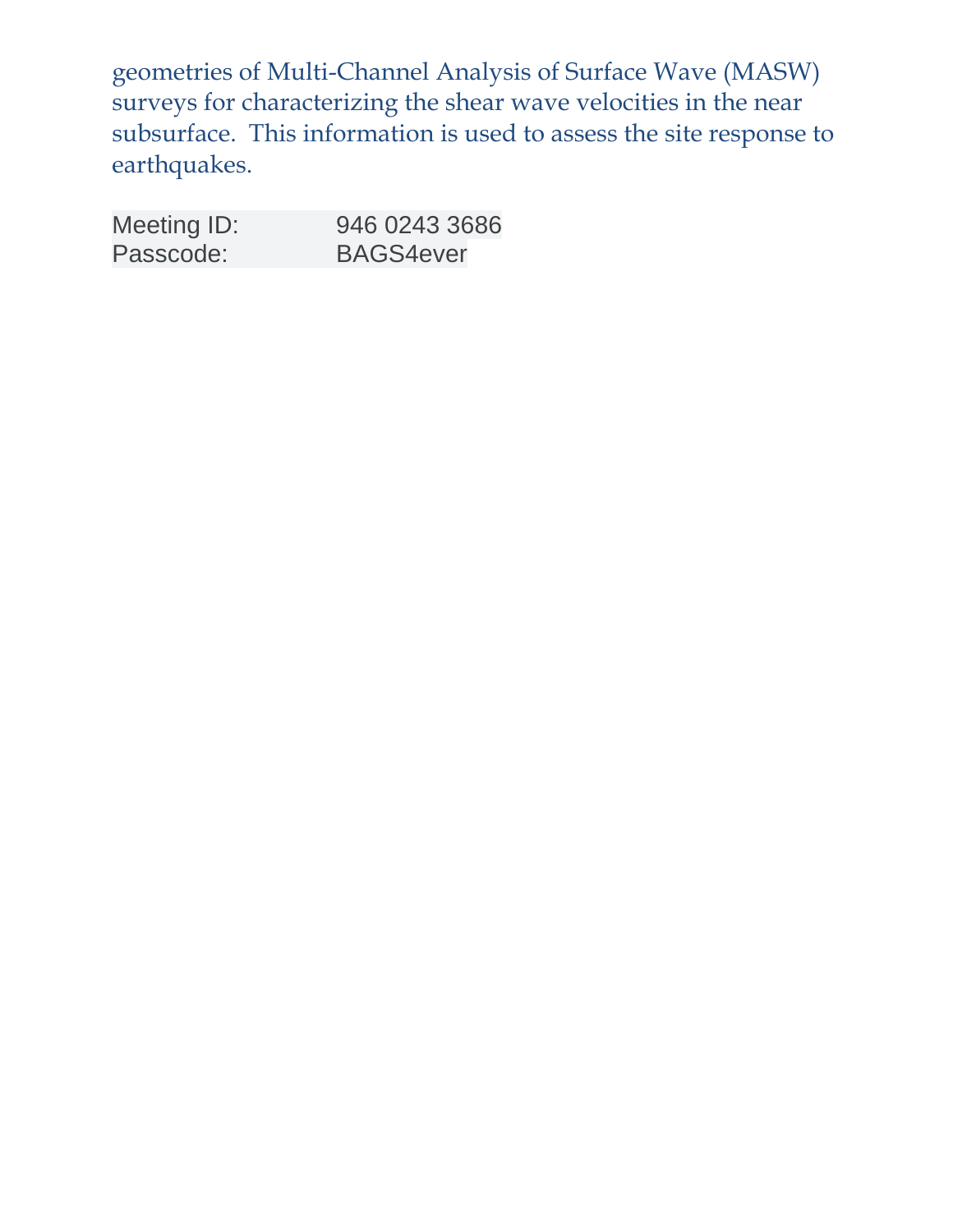geometries of Multi-Channel Analysis of Surface Wave (MASW) surveys for characterizing the shear wave velocities in the near subsurface. This information is used to assess the site response to earthquakes.

| | |
|---|---|
| Meeting ID: | 946 0243 3686 |
| Passcode: | BAGS4ever |